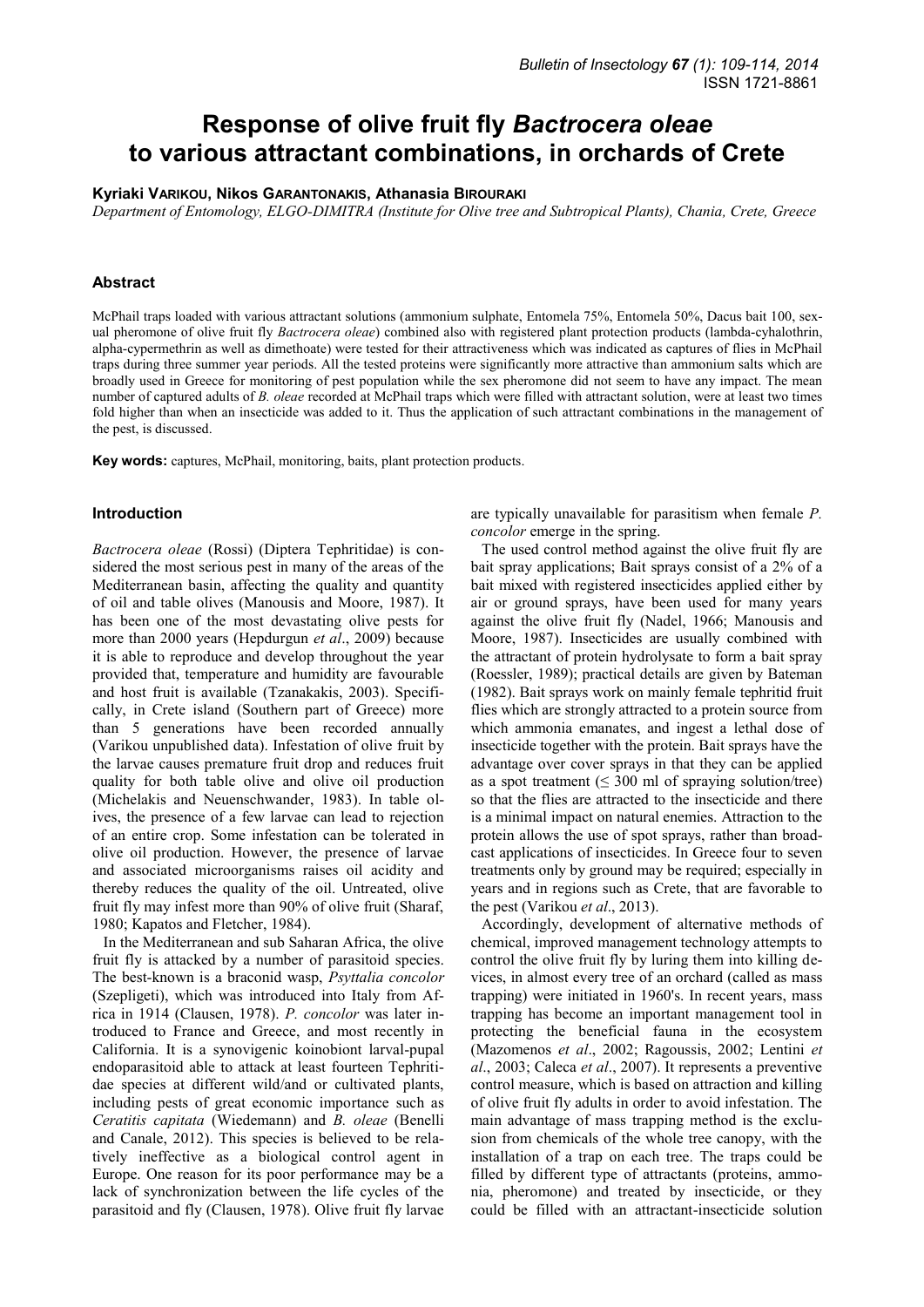# Response of olive fruit fly *Bactrocera oleae* to various attractant combinations, in orchards of Crete

**Kyriaki Varikou, Nikos Garantonakis, Athanasia Birouraki**

*Department of Entomology, ELGO-DIMITRA (Institute for Olive tree and Subtropical Plants), Chania, Crete, Greece*

## Abstract

McPhail traps loaded with various attractant solutions (ammonium sulphate, Entomela 75%, Entomela 50%, Dacus bait 100, sexual pheromone of olive fruit fly *Bactrocera oleae*) combined also with registered plant protection products (lambda-cyhalothrin, alpha-cypermethrin as well as dimethoate) were tested for their attractiveness which was indicated as captures of flies in McPhail traps during three summer year periods. All the tested proteins were significantly more attractive than ammonium salts which are broadly used in Greece for monitoring of pest population while the sex pheromone did not seem to have any impact. The mean number of captured adults of *B. oleae* recorded at McPhail traps which were filled with attractant solution, were at least two times fold higher than when an insecticide was added to it. Thus the application of such attractant combinations in the management of the pest, is discussed.

**Key words:** captures, McPhail, monitoring, baits, plant protection products.

## Introduction

*Bactrocera oleae* (Rossi) (Diptera Tephritidae) is considered the most serious pest in many of the areas of the Mediterranean basin, affecting the quality and quantity of oil and table olives (Manousis and Moore, 1987). It has been one of the most devastating olive pests for more than 2000 years (Hepdurgun *et al*., 2009) because it is able to reproduce and develop throughout the year provided that, temperature and humidity are favourable and host fruit is available (Tzanakakis, 2003). Specifically, in Crete island (Southern part of Greece) more than 5 generations have been recorded annually (Varikou unpublished data). Infestation of olive fruit by the larvae causes premature fruit drop and reduces fruit quality for both table olive and olive oil production (Michelakis and Neuenschwander, 1983). In table olives, the presence of a few larvae can lead to rejection of an entire crop. Some infestation can be tolerated in olive oil production. However, the presence of larvae and associated microorganisms raises oil acidity and thereby reduces the quality of the oil. Untreated, olive fruit fly may infest more than 90% of olive fruit (Sharaf, 1980; Kapatos and Fletcher, 1984).

In the Mediterranean and sub Saharan Africa, the olive fruit fly is attacked by a number of parasitoid species. The best-known is a braconid wasp, *Psyttalia concolor* (Szepligeti), which was introduced into Italy from Africa in 1914 (Clausen, 1978). *P. concolor* was later introduced to France and Greece, and most recently in California. It is a synovigenic koinobiont larval-pupal endoparasitoid able to attack at least fourteen Tephritidae species at different wild/and or cultivated plants, including pests of great economic importance such as *Ceratitis capitata* (Wiedemann) and *B. oleae* (Benelli and Canale, 2012). This species is believed to be relatively ineffective as a biological control agent in Europe. One reason for its poor performance may be a lack of synchronization between the life cycles of the parasitoid and fly (Clausen, 1978). Olive fruit fly larvae are typically unavailable for parasitism when female *P. concolor* emerge in the spring.

The used control method against the olive fruit fly are bait spray applications; Bait sprays consist of a 2% of a bait mixed with registered insecticides applied either by air or ground sprays, have been used for many years against the olive fruit fly (Nadel, 1966; Manousis and Moore, 1987). Insecticides are usually combined with the attractant of protein hydrolysate to form a bait spray (Roessler, 1989); practical details are given by Bateman (1982). Bait sprays work on mainly female tephritid fruit flies which are strongly attracted to a protein source from which ammonia emanates, and ingest a lethal dose of insecticide together with the protein. Bait sprays have the advantage over cover sprays in that they can be applied as a spot treatment (≤ 300 ml of spraying solution/tree) so that the flies are attracted to the insecticide and there is a minimal impact on natural enemies. Attraction to the protein allows the use of spot sprays, rather than broadcast applications of insecticides. In Greece four to seven treatments only by ground may be required; especially in years and in regions such as Crete, that are favorable to the pest (Varikou *et al*., 2013).

Accordingly, development of alternative methods of chemical, improved management technology attempts to control the olive fruit fly by luring them into killing devices, in almost every tree of an orchard (called as mass trapping) were initiated in 1960's. In recent years, mass trapping has become an important management tool in protecting the beneficial fauna in the ecosystem (Mazomenos *et al*., 2002; Ragoussis, 2002; Lentini *et al*., 2003; Caleca *et al*., 2007). It represents a preventive control measure, which is based on attraction and killing of olive fruit fly adults in order to avoid infestation. The main advantage of mass trapping method is the exclusion from chemicals of the whole tree canopy, with the installation of a trap on each tree. The traps could be filled by different type of attractants (proteins, ammonia, pheromone) and treated by insecticide, or they could be filled with an attractant-insecticide solution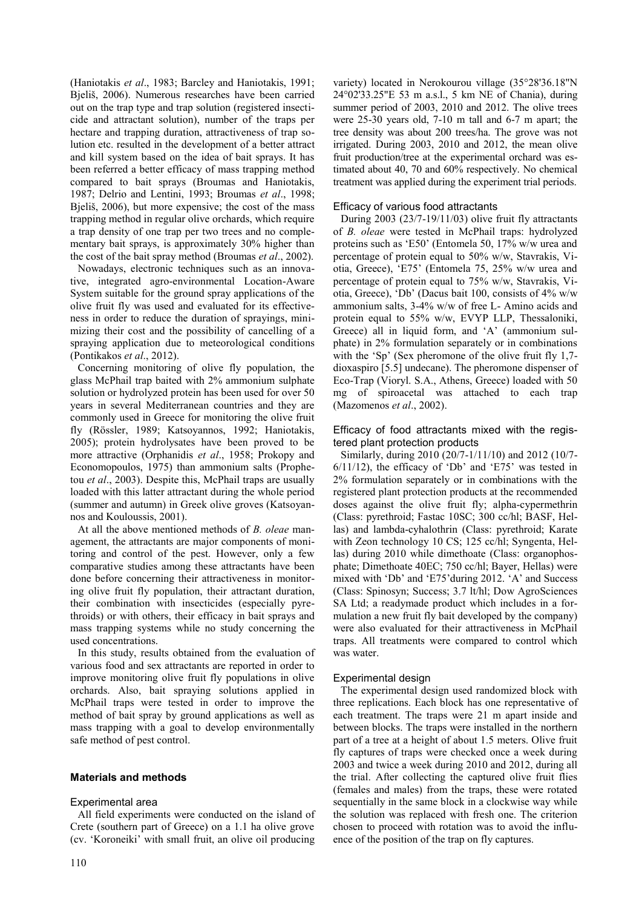(Haniotakis *et al*., 1983; Barcley and Haniotakis, 1991; Bjeliš, 2006). Numerous researches have been carried out on the trap type and trap solution (registered insecticide and attractant solution), number of the traps per hectare and trapping duration, attractiveness of trap solution etc. resulted in the development of a better attract and kill system based on the idea of bait sprays. It has been referred a better efficacy of mass trapping method compared to bait sprays (Broumas and Haniotakis, 1987; Delrio and Lentini, 1993; Broumas *et al*., 1998; Bjeliš, 2006), but more expensive; the cost of the mass trapping method in regular olive orchards, which require a trap density of one trap per two trees and no complementary bait sprays, is approximately 30% higher than the cost of the bait spray method (Broumas *et al*., 2002).

Nowadays, electronic techniques such as an innovative, integrated agro-environmental Location-Aware System suitable for the ground spray applications of the olive fruit fly was used and evaluated for its effectiveness in order to reduce the duration of sprayings, minimizing their cost and the possibility of cancelling of a spraying application due to meteorological conditions (Pontikakos *et al*., 2012).

Concerning monitoring of olive fly population, the glass McPhail trap baited with 2% ammonium sulphate solution or hydrolyzed protein has been used for over 50 years in several Mediterranean countries and they are commonly used in Greece for monitoring the olive fruit fly (Rössler, 1989; Katsoyannos, 1992; Haniotakis, 2005); protein hydrolysates have been proved to be more attractive (Orphanidis *et al*., 1958; Prokopy and Economopoulos, 1975) than ammonium salts (Prophetou *et al*., 2003). Despite this, McPhail traps are usually loaded with this latter attractant during the whole period (summer and autumn) in Greek olive groves (Katsoyannos and Kouloussis, 2001).

At all the above mentioned methods of *B. oleae* management, the attractants are major components of monitoring and control of the pest. However, only a few comparative studies among these attractants have been done before concerning their attractiveness in monitoring olive fruit fly population, their attractant duration, their combination with insecticides (especially pyrethroids) or with others, their efficacy in bait sprays and mass trapping systems while no study concerning the used concentrations.

In this study, results obtained from the evaluation of various food and sex attractants are reported in order to improve monitoring olive fruit fly populations in olive orchards. Also, bait spraying solutions applied in McPhail traps were tested in order to improve the method of bait spray by ground applications as well as mass trapping with a goal to develop environmentally safe method of pest control.

## Materials and methods

### Experimental area

All field experiments were conducted on the island of Crete (southern part of Greece) on a 1.1 ha olive grove (cv. 'Koroneiki' with small fruit, an olive oil producing variety) located in Nerokourou village (35°28'36.18"N 24°02'33.25"E 53 m a.s.l., 5 km NE of Chania), during summer period of 2003, 2010 and 2012. The olive trees were 25-30 years old, 7-10 m tall and 6-7 m apart; the tree density was about 200 trees/ha. The grove was not irrigated. During 2003, 2010 and 2012, the mean olive fruit production/tree at the experimental orchard was estimated about 40, 70 and 60% respectively. No chemical treatment was applied during the experiment trial periods.

### Efficacy of various food attractants

During 2003 (23/7-19/11/03) olive fruit fly attractants of *B. oleae* were tested in McPhail traps: hydrolyzed proteins such as 'E50' (Entomela 50, 17% w/w urea and percentage of protein equal to 50% w/w, Stavrakis, Viotia, Greece), 'E75' (Entomela 75, 25% w/w urea and percentage of protein equal to 75% w/w, Stavrakis, Viotia, Greece), 'Db' (Dacus bait 100, consists of 4% w/w ammonium salts, 3-4% w/w of free L- Amino acids and protein equal to 55% w/w, EVYP LLP, Thessaloniki, Greece) all in liquid form, and 'A' (ammonium sulphate) in 2% formulation separately or in combinations with the 'Sp' (Sex pheromone of the olive fruit fly 1,7-dioxaspiro [5.5] undecane). The pheromone dispenser of Eco-Trap (Vioryl. S.A., Athens, Greece) loaded with 50 mg of spiroacetal was attached to each trap (Mazomenos *et al*., 2002).

### Efficacy of food attractants mixed with the registered plant protection products

Similarly, during 2010 (20/7-1/11/10) and 2012 (10/7-6/11/12), the efficacy of 'Db' and 'E75' was tested in 2% formulation separately or in combinations with the registered plant protection products at the recommended doses against the olive fruit fly; alpha-cypermethrin (Class: pyrethroid; Fastac 10SC; 300 cc/hl; BASF, Hellas) and lambda-cyhalothrin (Class: pyrethroid; Karate with Zeon technology 10 CS; 125 cc/hl; Syngenta, Hellas) during 2010 while dimethoate (Class: organophosphate; Dimethoate 40EC; 750 cc/hl; Bayer, Hellas) were mixed with 'Db' and 'E75'during 2012. 'A' and Success (Class: Spinosyn; Success; 3.7 lt/hl; Dow AgroSciences SA Ltd; a readymade product which includes in a formulation a new fruit fly bait developed by the company) were also evaluated for their attractiveness in McPhail traps. All treatments were compared to control which was water.

### Experimental design

The experimental design used randomized block with three replications. Each block has one representative of each treatment. The traps were 21 m apart inside and between blocks. The traps were installed in the northern part of a tree at a height of about 1.5 meters. Olive fruit fly captures of traps were checked once a week during 2003 and twice a week during 2010 and 2012, during all the trial. After collecting the captured olive fruit flies (females and males) from the traps, these were rotated sequentially in the same block in a clockwise way while the solution was replaced with fresh one. The criterion chosen to proceed with rotation was to avoid the influence of the position of the trap on fly captures.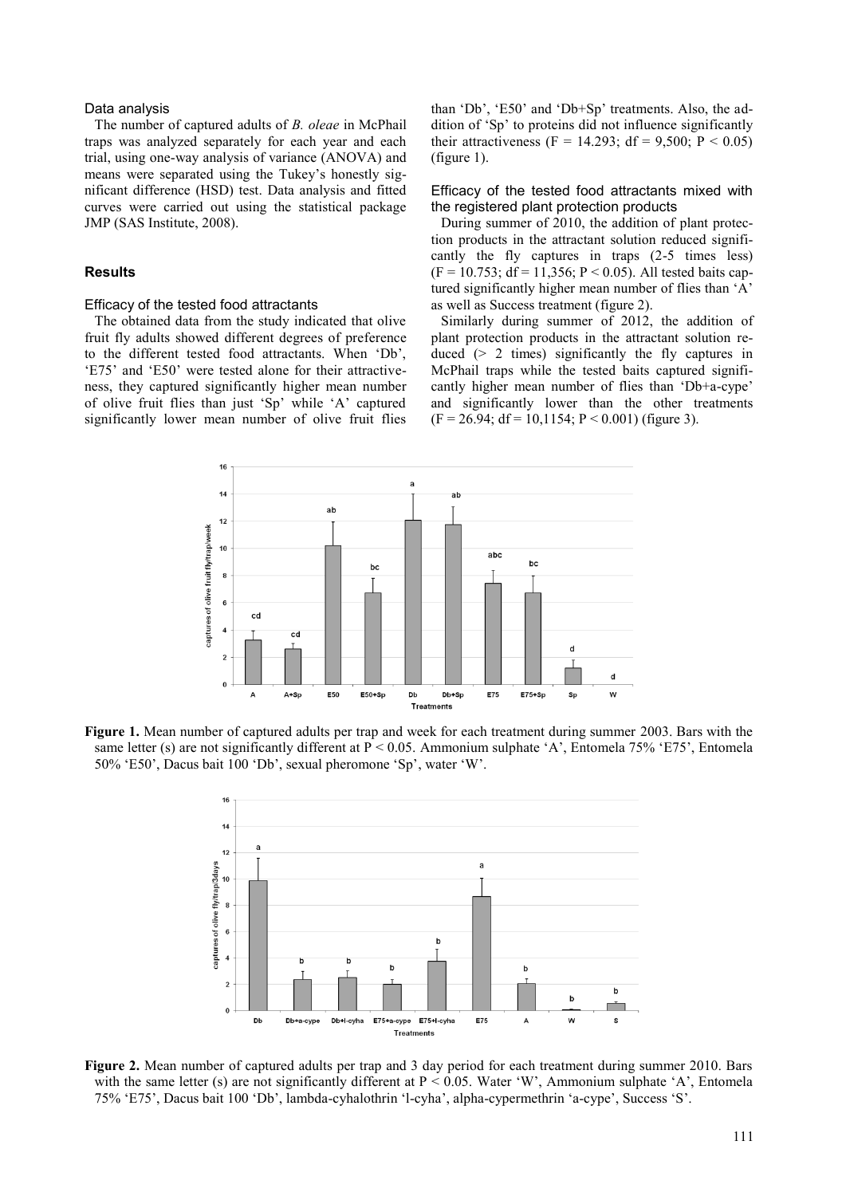### Data analysis

The number of captured adults of *B. oleae* in McPhail traps was analyzed separately for each year and each trial, using one-way analysis of variance (ANOVA) and means were separated using the Tukey's honestly significant difference (HSD) test. Data analysis and fitted curves were carried out using the statistical package JMP (SAS Institute, 2008).

## Results

### Efficacy of the tested food attractants

The obtained data from the study indicated that olive fruit fly adults showed different degrees of preference to the different tested food attractants. When 'Db', 'E75' and 'E50' were tested alone for their attractiveness, they captured significantly higher mean number of olive fruit flies than just 'Sp' while 'A' captured significantly lower mean number of olive fruit flies than 'Db', 'E50' and 'Db+Sp' treatments. Also, the addition of 'Sp' to proteins did not influence significantly their attractiveness ($F = 14.293$; $df = 9{,}500$; $P < 0.05$) (figure 1).

### Efficacy of the tested food attractants mixed with the registered plant protection products

During summer of 2010, the addition of plant protection products in the attractant solution reduced significantly the fly captures in traps (2-5 times less) ($F = 10.753$; $df = 11{,}356$; $P < 0.05$). All tested baits captured significantly higher mean number of flies than 'A' as well as Success treatment (figure 2).

Similarly during summer of 2012, the addition of plant protection products in the attractant solution reduced (> 2 times) significantly the fly captures in McPhail traps while the tested baits captured significantly higher mean number of flies than 'Db+a-cype' and significantly lower than the other treatments ($F = 26.94$; $df = 10{,}1154$; $P < 0.001$) (figure 3).

**Figure 1.** Mean number of captured adults per trap and week for each treatment during summer 2003. Bars with the same letter (s) are not significantly different at $P < 0.05$. Ammonium sulphate 'A', Entomela 75% 'E75', Entomela 50% 'E50', Dacus bait 100 'Db', sexual pheromone 'Sp', water 'W'.

**Figure 2.** Mean number of captured adults per trap and 3 day period for each treatment during summer 2010. Bars with the same letter (s) are not significantly different at $P < 0.05$. Water 'W', Ammonium sulphate 'A', Entomela 75% 'E75', Dacus bait 100 'Db', lambda-cyhalothrin 'l-cyha', alpha-cypermethrin 'a-cype', Success 'S'.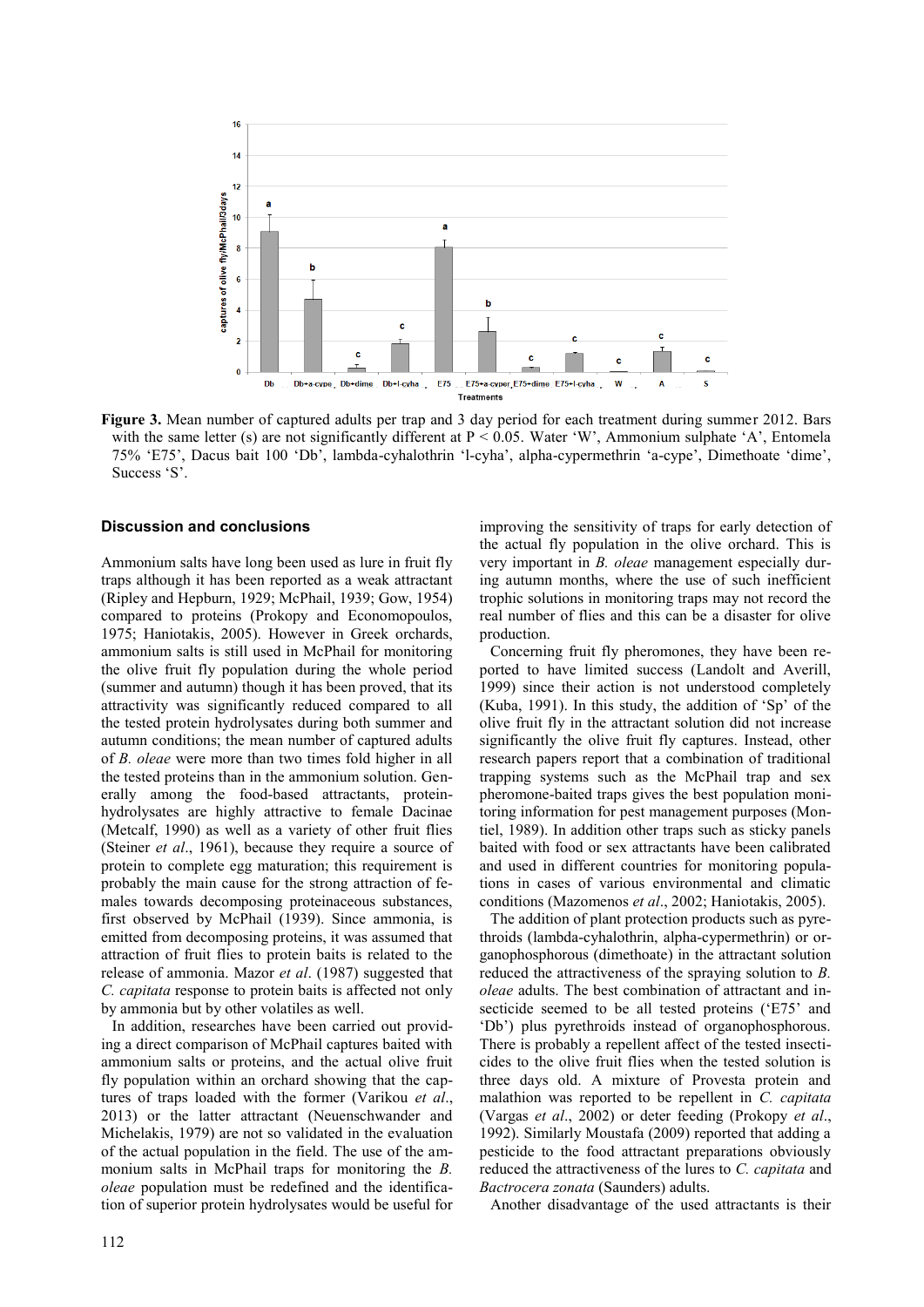**Figure 3.** Mean number of captured adults per trap and 3 day period for each treatment during summer 2012. Bars with the same letter (s) are not significantly different at P < 0.05. Water 'W', Ammonium sulphate 'A', Entomela 75% 'E75', Dacus bait 100 'Db', lambda-cyhalothrin 'l-cyha', alpha-cypermethrin 'a-cype', Dimethoate 'dime', Success 'S'.

## Discussion and conclusions

Ammonium salts have long been used as lure in fruit fly traps although it has been reported as a weak attractant (Ripley and Hepburn, 1929; McPhail, 1939; Gow, 1954) compared to proteins (Prokopy and Economopoulos, 1975; Haniotakis, 2005). However in Greek orchards, ammonium salts is still used in McPhail for monitoring the olive fruit fly population during the whole period (summer and autumn) though it has been proved, that its attractivity was significantly reduced compared to all the tested protein hydrolysates during both summer and autumn conditions; the mean number of captured adults of *B. oleae* were more than two times fold higher in all the tested proteins than in the ammonium solution. Generally among the food-based attractants, protein-hydrolysates are highly attractive to female Dacinae (Metcalf, 1990) as well as a variety of other fruit flies (Steiner *et al*., 1961), because they require a source of protein to complete egg maturation; this requirement is probably the main cause for the strong attraction of females towards decomposing proteinaceous substances, first observed by McPhail (1939). Since ammonia, is emitted from decomposing proteins, it was assumed that attraction of fruit flies to protein baits is related to the release of ammonia. Mazor *et al*. (1987) suggested that *C. capitata* response to protein baits is affected not only by ammonia but by other volatiles as well.

In addition, researches have been carried out providing a direct comparison of McPhail captures baited with ammonium salts or proteins, and the actual olive fruit fly population within an orchard showing that the captures of traps loaded with the former (Varikou *et al*., 2013) or the latter attractant (Neuenschwander and Michelakis, 1979) are not so validated in the evaluation of the actual population in the field. The use of the ammonium salts in McPhail traps for monitoring the *B. oleae* population must be redefined and the identification of superior protein hydrolysates would be useful for improving the sensitivity of traps for early detection of the actual fly population in the olive orchard. This is very important in *B. oleae* management especially during autumn months, where the use of such inefficient trophic solutions in monitoring traps may not record the real number of flies and this can be a disaster for olive production.

Concerning fruit fly pheromones, they have been reported to have limited success (Landolt and Averill, 1999) since their action is not understood completely (Kuba, 1991). In this study, the addition of 'Sp' of the olive fruit fly in the attractant solution did not increase significantly the olive fruit fly captures. Instead, other research papers report that a combination of traditional trapping systems such as the McPhail trap and sex pheromone-baited traps gives the best population monitoring information for pest management purposes (Montiel, 1989). In addition other traps such as sticky panels baited with food or sex attractants have been calibrated and used in different countries for monitoring populations in cases of various environmental and climatic conditions (Mazomenos *et al*., 2002; Haniotakis, 2005).

The addition of plant protection products such as pyrethroids (lambda-cyhalothrin, alpha-cypermethrin) or organophosphorous (dimethoate) in the attractant solution reduced the attractiveness of the spraying solution to *B. oleae* adults. The best combination of attractant and insecticide seemed to be all tested proteins ('E75' and 'Db') plus pyrethroids instead of organophosphorous. There is probably a repellent affect of the tested insecticides to the olive fruit flies when the tested solution is three days old. A mixture of Provesta protein and malathion was reported to be repellent in *C. capitata* (Vargas *et al*., 2002) or deter feeding (Prokopy *et al*., 1992). Similarly Moustafa (2009) reported that adding a pesticide to the food attractant preparations obviously reduced the attractiveness of the lures to *C. capitata* and *Bactrocera zonata* (Saunders) adults.

Another disadvantage of the used attractants is their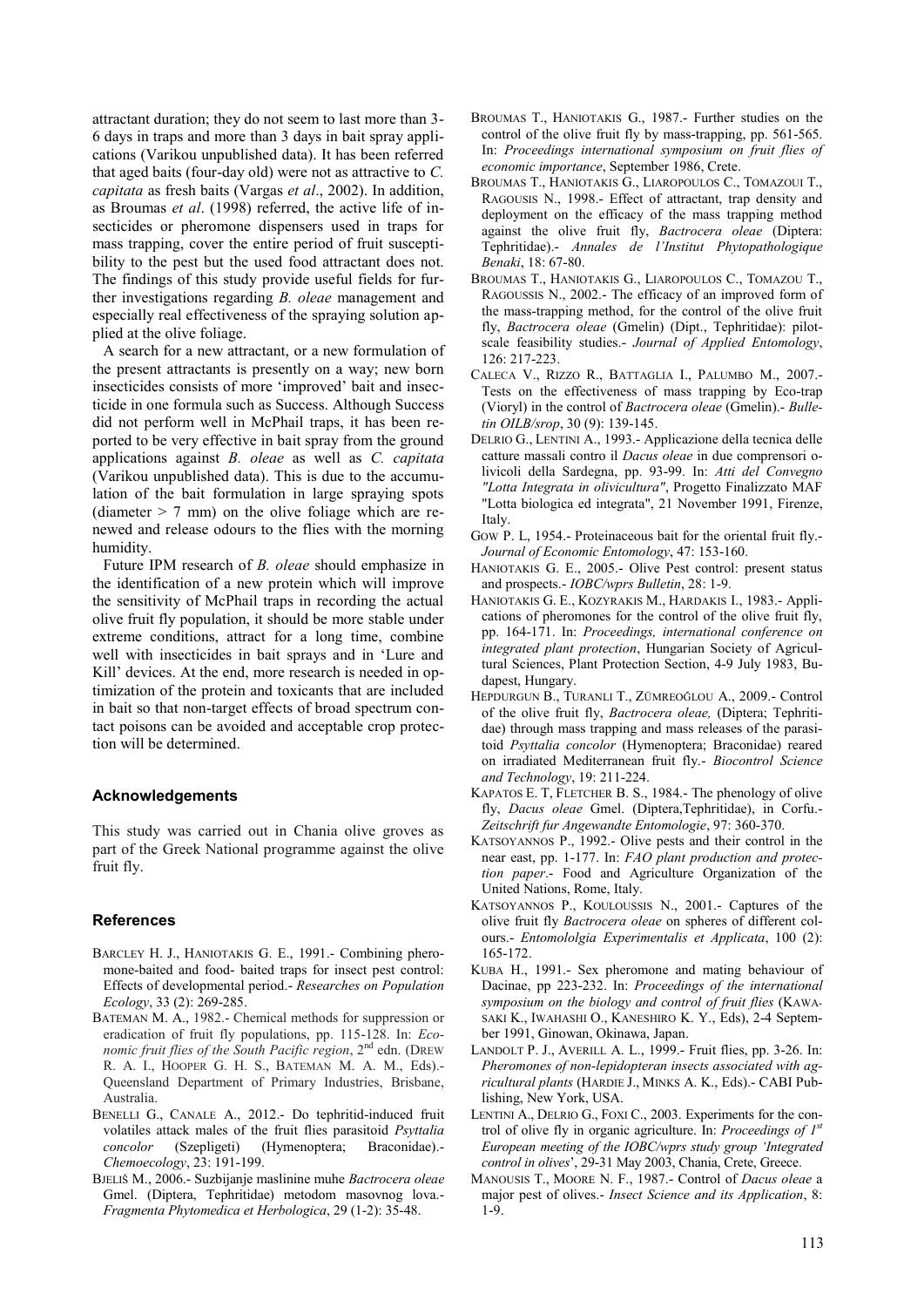attractant duration; they do not seem to last more than 3-6 days in traps and more than 3 days in bait spray applications (Varikou unpublished data). It has been referred that aged baits (four-day old) were not as attractive to *C. capitata* as fresh baits (Vargas *et al*., 2002). In addition, as Broumas *et al*. (1998) referred, the active life of insecticides or pheromone dispensers used in traps for mass trapping, cover the entire period of fruit susceptibility to the pest but the used food attractant does not. The findings of this study provide useful fields for further investigations regarding *B. oleae* management and especially real effectiveness of the spraying solution applied at the olive foliage.

A search for a new attractant, or a new formulation of the present attractants is presently on a way; new born insecticides consists of more 'improved' bait and insecticide in one formula such as Success. Although Success did not perform well in McPhail traps, it has been reported to be very effective in bait spray from the ground applications against *B. oleae* as well as *C. capitata* (Varikou unpublished data). This is due to the accumulation of the bait formulation in large spraying spots (diameter > 7 mm) on the olive foliage which are renewed and release odours to the flies with the morning humidity.

Future IPM research of *B. oleae* should emphasize in the identification of a new protein which will improve the sensitivity of McPhail traps in recording the actual olive fruit fly population, it should be more stable under extreme conditions, attract for a long time, combine well with insecticides in bait sprays and in 'Lure and Kill' devices. At the end, more research is needed in optimization of the protein and toxicants that are included in bait so that non-target effects of broad spectrum contact poisons can be avoided and acceptable crop protection will be determined.

## Acknowledgements

This study was carried out in Chania olive groves as part of the Greek National programme against the olive fruit fly.

## References

BARCLEY H. J., HANIOTAKIS G. E., 1991.- Combining pheromone-baited and food- baited traps for insect pest control: Effects of developmental period.- *Researches on Population Ecology*, 33 (2): 269-285.

BATEMAN M. A., 1982.- Chemical methods for suppression or eradication of fruit fly populations, pp. 115-128. In: *Economic fruit flies of the South Pacific region*, 2nd edn. (DREW R. A. I., HOOPER G. H. S., BATEMAN M. A. M., Eds).- Queensland Department of Primary Industries, Brisbane, Australia.

BENELLI G., CANALE A., 2012.- Do tephritid-induced fruit volatiles attack males of the fruit flies parasitoid *Psyttalia concolor* (Szepligeti) (Hymenoptera; Braconidae).- *Chemoecology*, 23: 191-199.

BJELIŠ M., 2006.- Suzbijanje maslinine muhe *Bactrocera oleae* Gmel. (Diptera, Tephritidae) metodom masovnog lova.- *Fragmenta Phytomedica et Herbologica*, 29 (1-2): 35-48.

BROUMAS T., HANIOTAKIS G., 1987.- Further studies on the control of the olive fruit fly by mass-trapping, pp. 561-565. In: *Proceedings international symposium on fruit flies of economic importance*, September 1986, Crete.

BROUMAS T., HANIOTAKIS G., LIAROPOULOS C., TOMAZOUI T., RAGOUSIS N., 1998.- Effect of attractant, trap density and deployment on the efficacy of the mass trapping method against the olive fruit fly, *Bactrocera oleae* (Diptera: Tephritidae).- *Annales de l'Institut Phytopathologique Benaki*, 18: 67-80.

BROUMAS T., HANIOTAKIS G., LIAROPOULOS C., TOMAZOU T., RAGOUSSIS N., 2002.- The efficacy of an improved form of the mass-trapping method, for the control of the olive fruit fly, *Bactrocera oleae* (Gmelin) (Dipt., Tephritidae): pilot-scale feasibility studies.- *Journal of Applied Entomology*, 126: 217-223.

CALECA V., RIZZO R., BATTAGLIA I., PALUMBO M., 2007.- Tests on the effectiveness of mass trapping by Eco-trap (Vioryl) in the control of *Bactrocera oleae* (Gmelin).- *Bulletin OILB/srop*, 30 (9): 139-145.

DELRIO G., LENTINI A., 1993.- Applicazione della tecnica delle catture massali contro il *Dacus oleae* in due comprensori olivicoli della Sardegna, pp. 93-99. In: *Atti del Convegno "Lotta Integrata in olivicultura"*, Progetto Finalizzato MAF "Lotta biologica ed integrata", 21 November 1991, Firenze, Italy.

GOW P. L, 1954.- Proteinaceous bait for the oriental fruit fly.- *Journal of Economic Entomology*, 47: 153-160.

HANIOTAKIS G. E., 2005.- Olive Pest control: present status and prospects.- *IOBC/wprs Bulletin*, 28: 1-9.

HANIOTAKIS G. E., KOZYRAKIS M., HARDAKIS I., 1983.- Applications of pheromones for the control of the olive fruit fly, pp. 164-171. In: *Proceedings, international conference on integrated plant protection*, Hungarian Society of Agricultural Sciences, Plant Protection Section, 4-9 July 1983, Budapest, Hungary.

HEPDURGUN B., TURANLI T., ZÜMREOĞLOU A., 2009.- Control of the olive fruit fly, *Bactrocera oleae,* (Diptera; Tephritidae) through mass trapping and mass releases of the parasitoid *Psyttalia concolor* (Hymenoptera; Braconidae) reared on irradiated Mediterranean fruit fly.- *Biocontrol Science and Technology*, 19: 211-224.

KAPATOS E. T, FLETCHER B. S., 1984.- The phenology of olive fly, *Dacus oleae* Gmel. (Diptera,Tephritidae), in Corfu.- *Zeitschrift fur Angewandte Entomologie*, 97: 360-370.

KATSOYANNOS P., 1992.- Olive pests and their control in the near east, pp. 1-177. In: *FAO plant production and protection paper*.- Food and Agriculture Organization of the United Nations, Rome, Italy.

KATSOYANNOS P., KOULOUSSIS N., 2001.- Captures of the olive fruit fly *Bactrocera oleae* on spheres of different colours.- *Entomololgia Experimentalis et Applicata*, 100 (2): 165-172.

KUBA H., 1991.- Sex pheromone and mating behaviour of Dacinae, pp 223-232. In: *Proceedings of the international symposium on the biology and control of fruit flies* (KAWASAKI K., IWAHASHI O., KANESHIRO K. Y., Eds), 2-4 September 1991, Ginowan, Okinawa, Japan.

LANDOLT P. J., AVERILL A. L., 1999.- Fruit flies, pp. 3-26. In: *Pheromones of non-lepidopteran insects associated with agricultural plants* (HARDIE J., MINKS A. K., Eds).- CABI Publishing, New York, USA.

LENTINI A., DELRIO G., FOXI C., 2003. Experiments for the control of olive fly in organic agriculture. In: *Proceedings of 1st European meeting of the IOBC/wprs study group 'Integrated control in olives'*, 29-31 May 2003, Chania, Crete, Greece.

MANOUSIS T., MOORE N. F., 1987.- Control of *Dacus oleae* a major pest of olives.- *Insect Science and its Application*, 8: 1-9.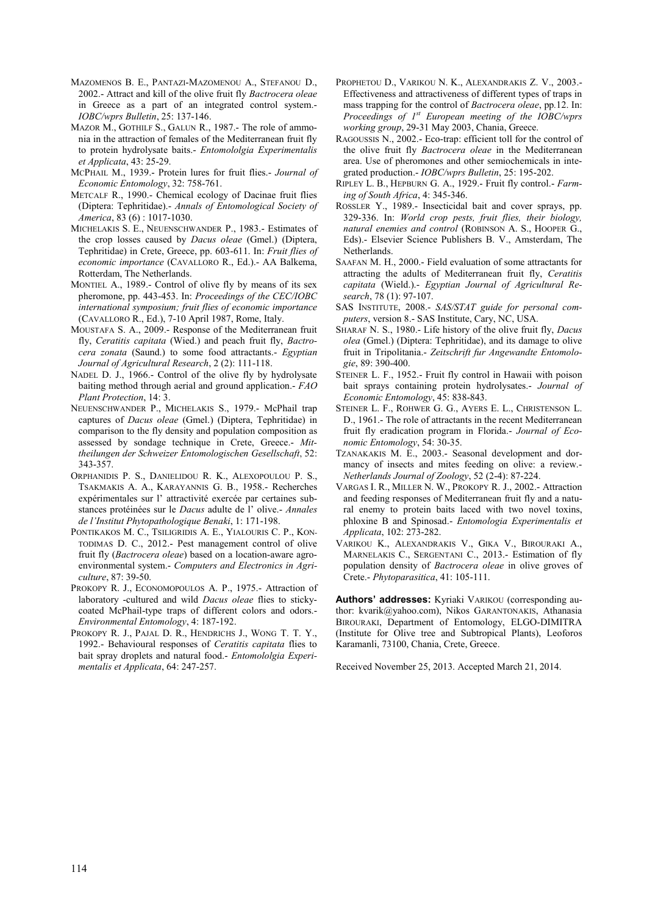MAZOMENOS B. E., PANTAZI-MAZOMENOU A., STEFANOU D., 2002.- Attract and kill of the olive fruit fly *Bactrocera oleae* in Greece as a part of an integrated control system.- *IOBC/wprs Bulletin*, 25: 137-146.

MAZOR M., GOTHILF S., GALUN R., 1987.- The role of ammonia in the attraction of females of the Mediterranean fruit fly to protein hydrolysate baits.- *Entomololgia Experimentalis et Applicata*, 43: 25-29.

MCPHAIL M., 1939.- Protein lures for fruit flies.- *Journal of Economic Entomology*, 32: 758-761.

METCALF R., 1990.- Chemical ecology of Dacinae fruit flies (Diptera: Tephritidae).- *Annals of Entomological Society of America*, 83 (6) : 1017-1030.

MICHELAKIS S. E., NEUENSCHWANDER P., 1983.- Estimates of the crop losses caused by *Dacus oleae* (Gmel.) (Diptera, Tephritidae) in Crete, Greece, pp. 603-611. In: *Fruit flies of economic importance* (CAVALLORO R., Ed.).- AA Balkema, Rotterdam, The Netherlands.

MONTIEL A., 1989.- Control of olive fly by means of its sex pheromone, pp. 443-453. In: *Proceedings of the CEC/IOBC international symposium; fruit flies of economic importance* (CAVALLORO R., Ed.), 7-10 April 1987, Rome, Italy.

MOUSTAFA S. A., 2009.- Response of the Mediterranean fruit fly, *Ceratitis capitata* (Wied.) and peach fruit fly, *Bactrocera zonata* (Saund.) to some food attractants.- *Egyptian Journal of Agricultural Research*, 2 (2): 111-118.

NADEL D. J., 1966.- Control of the olive fly by hydrolysate baiting method through aerial and ground application.- *FAO Plant Protection*, 14: 3.

NEUENSCHWANDER P., MICHELAKIS S., 1979.- McPhail trap captures of *Dacus oleae* (Gmel.) (Diptera, Tephritidae) in comparison to the fly density and population composition as assessed by sondage technique in Crete, Greece.- *Mittheilungen der Schweizer Entomologischen Gesellschaft*, 52: 343-357.

ORPHANIDIS P. S., DANIELIDOU R. K., ALEXOPOULOU P. S., TSAKMAKIS A. A., KARAYANNIS G. B., 1958.- Recherches expérimentales sur l' attractivité exercée par certaines substances protéinées sur le *Dacus* adulte de l' olive.- *Annales de l'Institut Phytopathologique Benaki*, 1: 171-198.

PONTIKAKOS M. C., TSILIGRIDIS A. E., YIALOURIS C. P., KONTODIMAS D. C., 2012.- Pest management control of olive fruit fly (*Bactrocera oleae*) based on a location-aware agro-environmental system.- *Computers and Electronics in Agriculture*, 87: 39-50.

PROKOPY R. J., ECONOMOPOULOS A. P., 1975.- Attraction of laboratory -cultured and wild *Dacus oleae* flies to sticky-coated McPhail-type traps of different colors and odors.- *Environmental Entomology*, 4: 187-192.

PROKOPY R. J., PAJAL D. R., HENDRICHS J., WONG T. T. Y., 1992.- Behavioural responses of *Ceratitis capitata* flies to bait spray droplets and natural food.- *Entomololgia Experimentalis et Applicata*, 64: 247-257.

PROPHETOU D., VARIKOU N. K., ALEXANDRAKIS Z. V., 2003.- Effectiveness and attractiveness of different types of traps in mass trapping for the control of *Bactrocera oleae*, pp.12. In: *Proceedings of 1st European meeting of the IOBC/wprs working group*, 29-31 May 2003, Chania, Greece.

RAGOUSSIS N., 2002.- Eco-trap: efficient toll for the control of the olive fruit fly *Bactrocera oleae* in the Mediterranean area. Use of pheromones and other semiochemicals in integrated production.- *IOBC/wprs Bulletin*, 25: 195-202.

RIPLEY L. B., HEPBURN G. A., 1929.- Fruit fly control.- *Farming of South Africa*, 4: 345-346.

ROSSLER Y., 1989.- Insecticidal bait and cover sprays, pp. 329-336. In: *World crop pests, fruit flies, their biology, natural enemies and control* (ROBINSON A. S., HOOPER G., Eds).- Elsevier Science Publishers B. V., Amsterdam, The Netherlands.

SAAFAN M. H., 2000.- Field evaluation of some attractants for attracting the adults of Mediterranean fruit fly, *Ceratitis capitata* (Wield.).- *Egyptian Journal of Agricultural Research*, 78 (1): 97-107.

SAS INSTITUTE, 2008.- *SAS/STAT guide for personal computers*, version 8.- SAS Institute, Cary, NC, USA.

SHARAF N. S., 1980.- Life history of the olive fruit fly, *Dacus olea* (Gmel.) (Diptera: Tephritidae), and its damage to olive fruit in Tripolitania.- *Zeitschrift fur Angewandte Entomologie*, 89: 390-400.

STEINER L. F., 1952.- Fruit fly control in Hawaii with poison bait sprays containing protein hydrolysates.- *Journal of Economic Entomology*, 45: 838-843.

STEINER L. F., ROHWER G. G., AYERS E. L., CHRISTENSON L. D., 1961.- The role of attractants in the recent Mediterranean fruit fly eradication program in Florida.- *Journal of Economic Entomology*, 54: 30-35.

TZANAKAKIS M. E., 2003.- Seasonal development and dormancy of insects and mites feeding on olive: a review.- *Netherlands Journal of Zoology*, 52 (2-4): 87-224.

VARGAS I. R., MILLER N. W., PROKOPY R. J., 2002.- Attraction and feeding responses of Mediterranean fruit fly and a natural enemy to protein baits laced with two novel toxins, phloxine B and Spinosad.- *Entomologia Experimentalis et Applicata*, 102: 273-282.

VARIKOU K., ALEXANDRAKIS V., GIKA V., BIROURAKI A., MARNELAKIS C., SERGENTANI C., 2013.- Estimation of fly population density of *Bactrocera oleae* in olive groves of Crete.- *Phytoparasitica*, 41: 105-111.

**Authors' addresses:** Kyriaki VARIKOU (corresponding author: kvarik@yahoo.com), Nikos GARANTONAKIS, Athanasia BIROURAKI, Department of Entomology, ELGO-DIMITRA (Institute for Olive tree and Subtropical Plants), Leoforos Karamanli, 73100, Chania, Crete, Greece.

Received November 25, 2013. Accepted March 21, 2014.